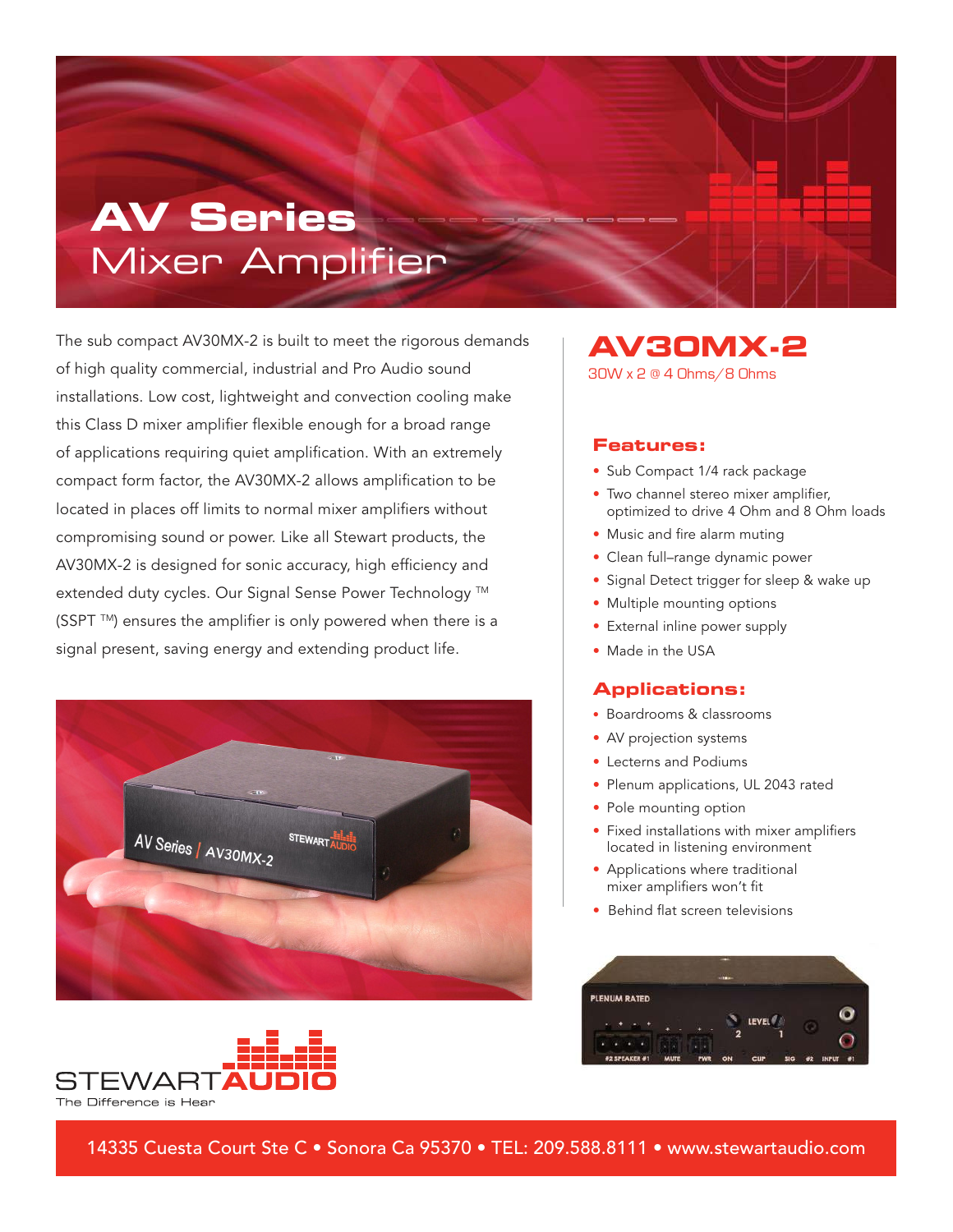# AV Series
## Mixer Amplifier

The sub compact AV30MX-2 is built to meet the rigorous demands of high quality commercial, industrial and Pro Audio sound installations. Low cost, lightweight and convection cooling make this Class D mixer amplifier flexible enough for a broad range of applications requiring quiet amplification. With an extremely compact form factor, the AV30MX-2 allows amplification to be located in places off limits to normal mixer amplifiers without compromising sound or power. Like all Stewart products, the AV30MX-2 is designed for sonic accuracy, high efficiency and extended duty cycles. Our Signal Sense Power Technology ™ (SSPT ™) ensures the amplifier is only powered when there is a signal present, saving energy and extending product life.

## AV30MX-2

30W x 2 @ 4 Ohms/8 Ohms

### Features:

- Sub Compact 1/4 rack package
- Two channel stereo mixer amplifier, optimized to drive 4 Ohm and 8 Ohm loads
- Music and fire alarm muting
- Clean full–range dynamic power
- Signal Detect trigger for sleep & wake up
- Multiple mounting options
- External inline power supply
- Made in the USA

### Applications:

- Boardrooms & classrooms
- AV projection systems
- Lecterns and Podiums
- Plenum applications, UL 2043 rated
- Pole mounting option
- Fixed installations with mixer amplifiers located in listening environment
- Applications where traditional mixer amplifiers won't fit
- Behind flat screen televisions

STEWART AUDIO
The Difference is Hear

14335 Cuesta Court Ste C • Sonora Ca 95370 • TEL: 209.588.8111 • www.stewartaudio.com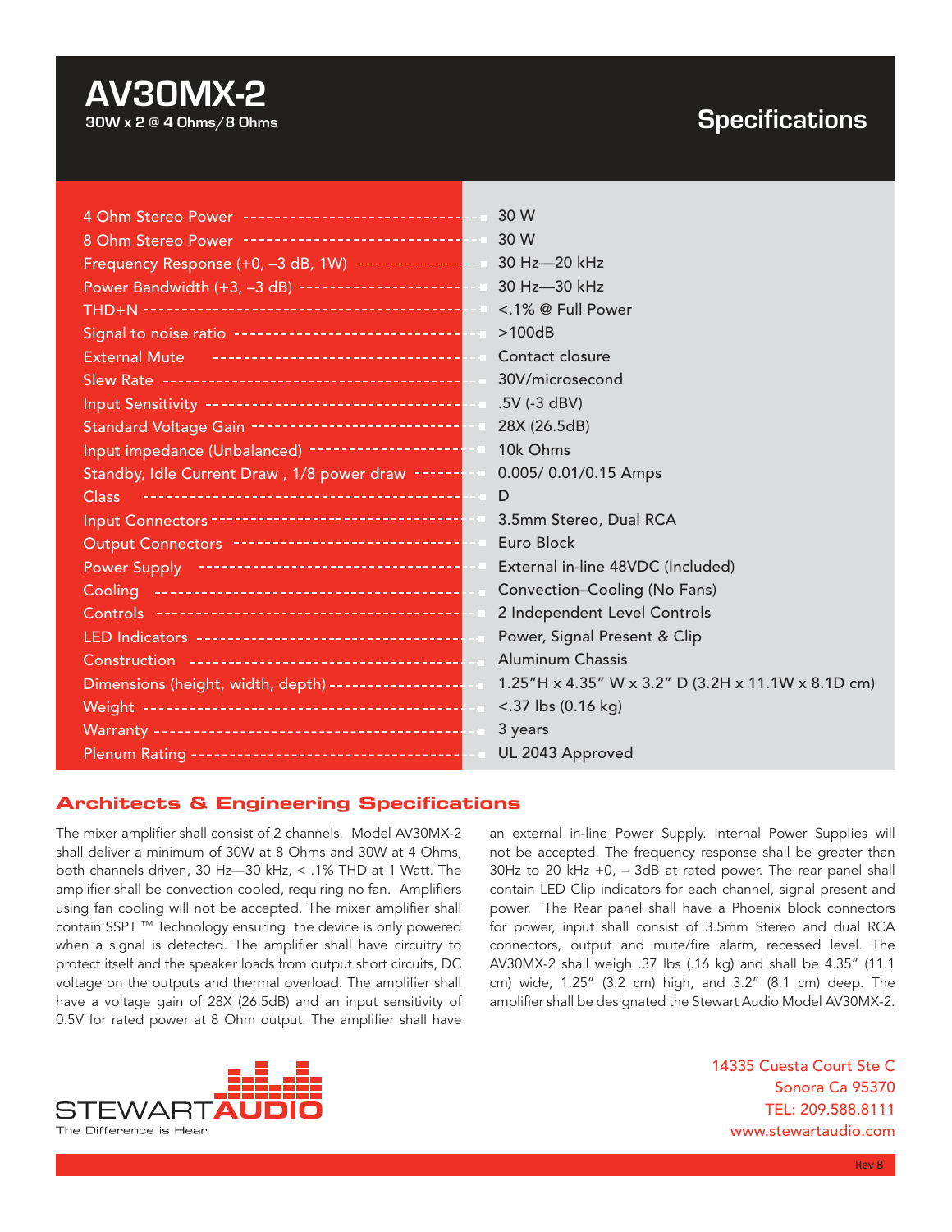# AV30MX-2

**30W x 2 @ 4 Ohms/8 Ohms**

## Specifications

| | |
|---|---|
| 4 Ohm Stereo Power | 30 W |
| 8 Ohm Stereo Power | 30 W |
| Frequency Response (+0, –3 dB, 1W) | 30 Hz—20 kHz |
| Power Bandwidth (+3, –3 dB) | 30 Hz—30 kHz |
| THD+N | <.1% @ Full Power |
| Signal to noise ratio | >100dB |
| External Mute | Contact closure |
| Slew Rate | 30V/microsecond |
| Input Sensitivity | .5V (-3 dBV) |
| Standard Voltage Gain | 28X (26.5dB) |
| Input impedance (Unbalanced) | 10k Ohms |
| Standby, Idle Current Draw , 1/8 power draw | 0.005/ 0.01/0.15 Amps |
| Class | D |
| Input Connectors | 3.5mm Stereo, Dual RCA |
| Output Connectors | Euro Block |
| Power Supply | External in-line 48VDC (Included) |
| Cooling | Convection–Cooling (No Fans) |
| Controls | 2 Independent Level Controls |
| LED Indicators | Power, Signal Present & Clip |
| Construction | Aluminum Chassis |
| Dimensions (height, width, depth) | 1.25"H x 4.35" W x 3.2" D (3.2H x 11.1W x 8.1D cm) |
| Weight | <.37 lbs (0.16 kg) |
| Warranty | 3 years |
| Plenum Rating | UL 2043 Approved |

## Architects & Engineering Specifications

The mixer amplifier shall consist of 2 channels. Model AV30MX-2 shall deliver a minimum of 30W at 8 Ohms and 30W at 4 Ohms, both channels driven, 30 Hz—30 kHz, < .1% THD at 1 Watt. The amplifier shall be convection cooled, requiring no fan. Amplifiers using fan cooling will not be accepted. The mixer amplifier shall contain SSPT ™ Technology ensuring the device is only powered when a signal is detected. The amplifier shall have circuitry to protect itself and the speaker loads from output short circuits, DC voltage on the outputs and thermal overload. The amplifier shall have a voltage gain of 28X (26.5dB) and an input sensitivity of 0.5V for rated power at 8 Ohm output. The amplifier shall have an external in-line Power Supply. Internal Power Supplies will not be accepted. The frequency response shall be greater than 30Hz to 20 kHz +0, – 3dB at rated power. The rear panel shall contain LED Clip indicators for each channel, signal present and power. The Rear panel shall have a Phoenix block connectors for power, input shall consist of 3.5mm Stereo and dual RCA connectors, output and mute/fire alarm, recessed level. The AV30MX-2 shall weigh .37 lbs (.16 kg) and shall be 4.35" (11.1 cm) wide, 1.25" (3.2 cm) high, and 3.2" (8.1 cm) deep. The amplifier shall be designated the Stewart Audio Model AV30MX-2.

STEWART AUDIO
The Difference is Hear

14335 Cuesta Court Ste C
Sonora Ca 95370
TEL: 209.588.8111
www.stewartaudio.com

Rev B